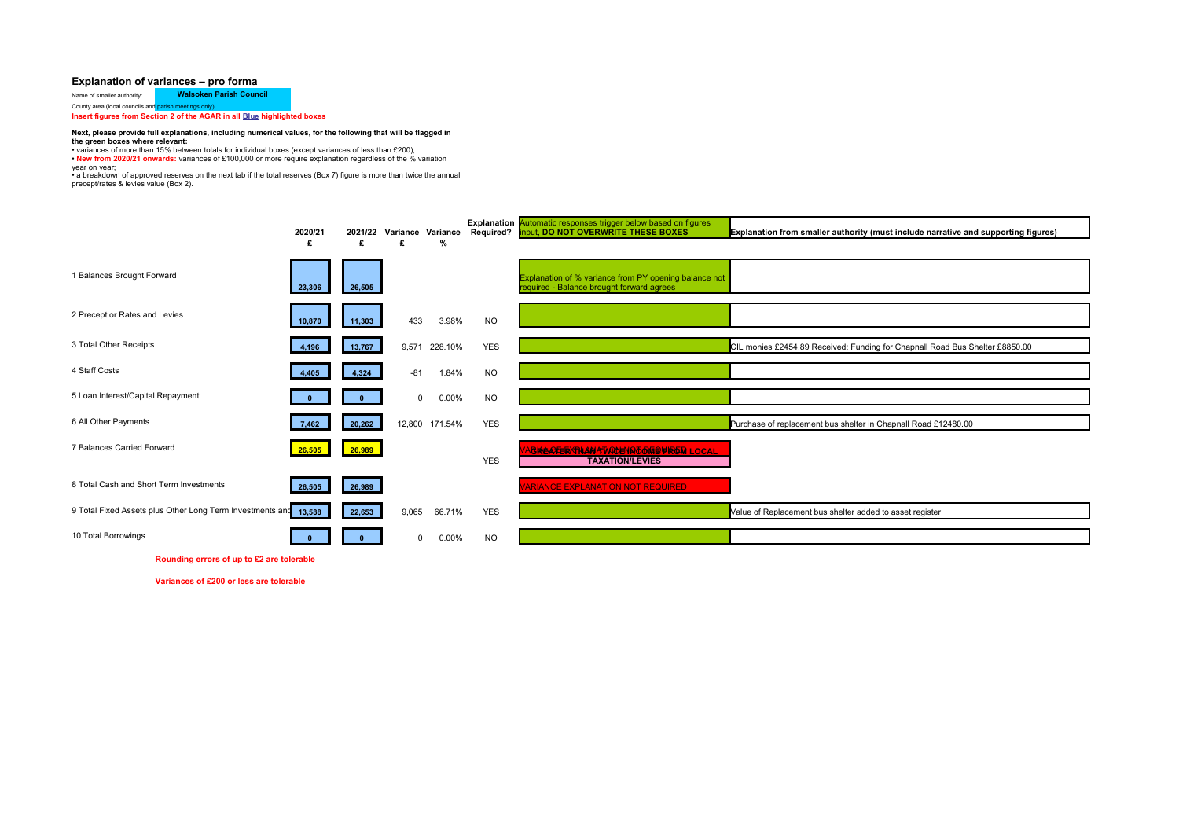## Explanation of variances – pro forma

Name of smaller authority: **Walsoken Parish Council**

County area (local councils and parish meetings only):

**Insert figures from Section 2 of the AGAR in all Blue highlighted boxes**

**Next, please provide full explanations, including numerical values, for the following that will be flagged in the green boxes where relevant:**

- variances of more than 15% between totals for individual boxes (except variances of less than £200);
- **New from 2020/21 onwards:** variances of £100,000 or more require explanation regardless of the % variation year on year;
- a breakdown of approved reserves on the next tab if the total reserves (Box 7) figure is more than twice the annual precept/rates & levies value (Box 2).

| | 2020/21 £ | 2021/22 £ | Variance £ | Variance % | Explanation Required? | Automatic responses trigger below based on figures input, **DO NOT OVERWRITE THESE BOXES** | **Explanation from smaller authority (must include narrative and supporting figures)** |
|---|---|---|---|---|---|---|---|
| 1 Balances Brought Forward | 23,306 | 26,505 | | | | Explanation of % variance from PY opening balance not required - Balance brought forward agrees | |
| 2 Precept or Rates and Levies | 10,870 | 11,303 | 433 | 3.98% | NO | | |
| 3 Total Other Receipts | 4,196 | 13,767 | 9,571 | 228.10% | YES | | CIL monies £2454.89 Received; Funding for Chapnall Road Bus Shelter £8850.00 |
| 4 Staff Costs | 4,405 | 4,324 | -81 | 1.84% | NO | | |
| 5 Loan Interest/Capital Repayment | 0 | 0 | 0 | 0.00% | NO | | |
| 6 All Other Payments | 7,462 | 20,262 | 12,800 | 171.54% | YES | | Purchase of replacement bus shelter in Chapnall Road £12480.00 |
| 7 Balances Carried Forward | 26,505 | 26,989 | | | YES | VARIANCE EXPLANATION NOT REQUIRED / GREATER THAN TWICE INCOME FROM LOCAL TAXATION/LEVIES | |
| 8 Total Cash and Short Term Investments | 26,505 | 26,989 | | | | VARIANCE EXPLANATION NOT REQUIRED | |
| 9 Total Fixed Assets plus Other Long Term Investments and | 13,588 | 22,653 | 9,065 | 66.71% | YES | | Value of Replacement bus shelter added to asset register |
| 10 Total Borrowings | 0 | 0 | 0 | 0.00% | NO | | |

**Rounding errors of up to £2 are tolerable**

**Variances of £200 or less are tolerable**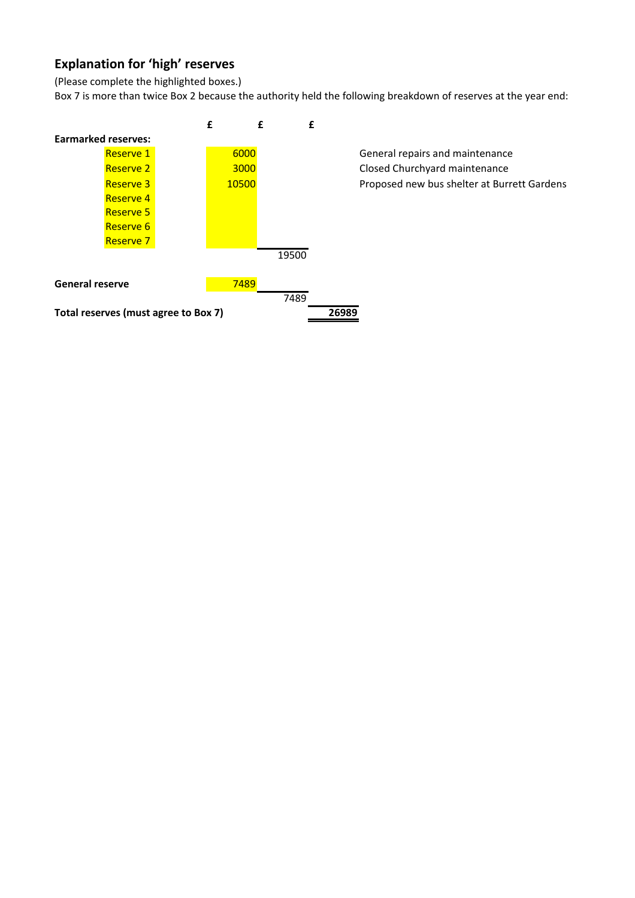## Explanation for 'high' reserves

(Please complete the highlighted boxes.)

Box 7 is more than twice Box 2 because the authority held the following breakdown of reserves at the year end:

| | £ | £ | £ | |
|---|---|---|---|---|
| **Earmarked reserves:** | | | | |
| Reserve 1 | 6000 | | | General repairs and maintenance |
| Reserve 2 | 3000 | | | Closed Churchyard maintenance |
| Reserve 3 | 10500 | | | Proposed new bus shelter at Burrett Gardens |
| Reserve 4 | | | | |
| Reserve 5 | | | | |
| Reserve 6 | | | | |
| Reserve 7 | | | | |
| | | 19500 | | |
| **General reserve** | 7489 | | | |
| | | 7489 | | |
| **Total reserves (must agree to Box 7)** | | | **26989** | |